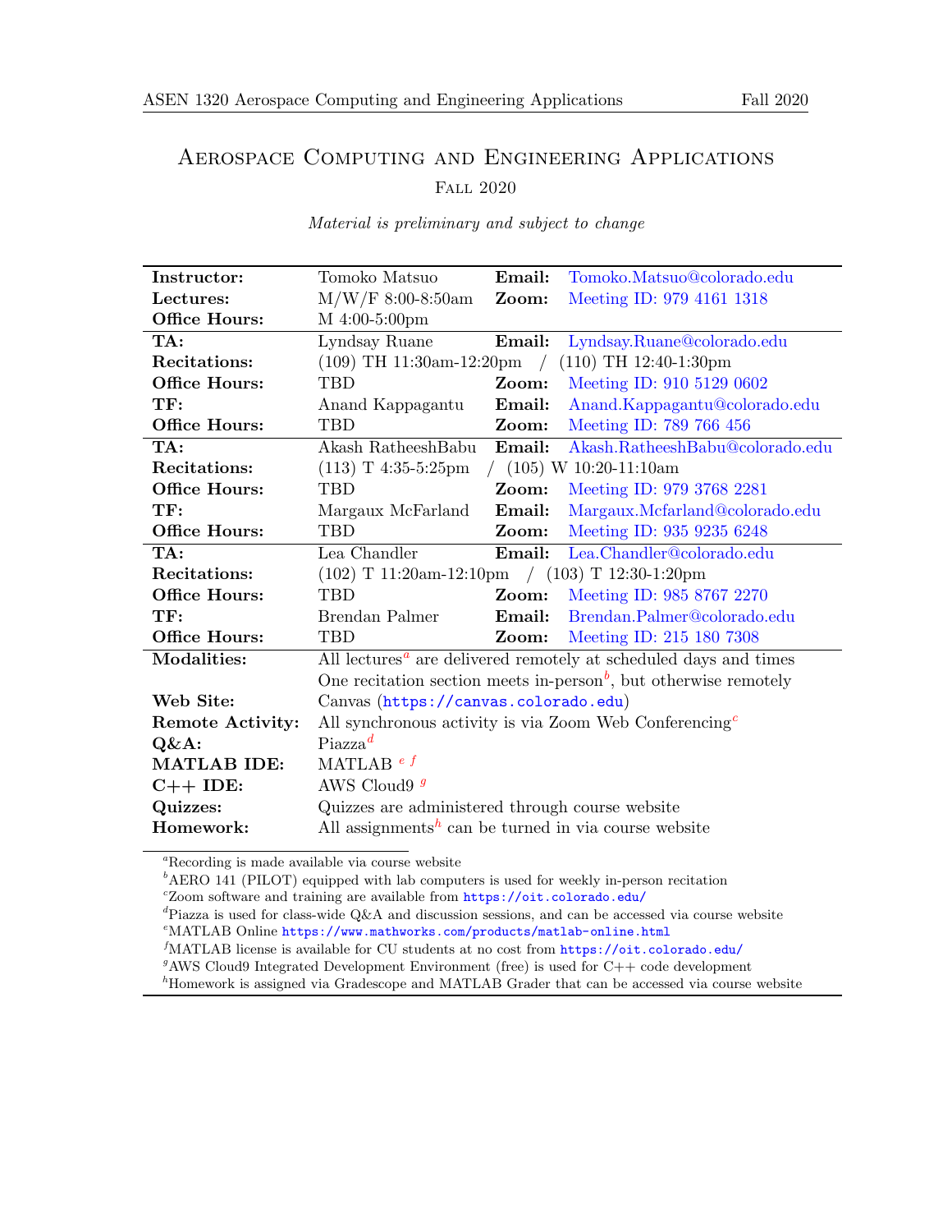# Aerospace Computing and Engineering Applications

## Fall 2020

*Material is preliminary and subject to change*

| | | | |
|---|---|---|---|
| **Instructor:** | Tomoko Matsuo | **Email:** | Tomoko.Matsuo@colorado.edu |
| **Lectures:** | M/W/F 8:00-8:50am | **Zoom:** | Meeting ID: 979 4161 1318 |
| **Office Hours:** | M 4:00-5:00pm | | |
| **TA:** | Lyndsay Ruane | **Email:** | Lyndsay.Ruane@colorado.edu |
| **Recitations:** | (109) TH 11:30am-12:20pm / (110) TH 12:40-1:30pm | | |
| **Office Hours:** | TBD | **Zoom:** | Meeting ID: 910 5129 0602 |
| **TF:** | Anand Kappagantu | **Email:** | Anand.Kappagantu@colorado.edu |
| **Office Hours:** | TBD | **Zoom:** | Meeting ID: 789 766 456 |
| **TA:** | Akash RatheeshBabu | **Email:** | Akash.RatheeshBabu@colorado.edu |
| **Recitations:** | (113) T 4:35-5:25pm / (105) W 10:20-11:10am | | |
| **Office Hours:** | TBD | **Zoom:** | Meeting ID: 979 3768 2281 |
| **TF:** | Margaux McFarland | **Email:** | Margaux.Mcfarland@colorado.edu |
| **Office Hours:** | TBD | **Zoom:** | Meeting ID: 935 9235 6248 |
| **TA:** | Lea Chandler | **Email:** | Lea.Chandler@colorado.edu |
| **Recitations:** | (102) T 11:20am-12:10pm / (103) T 12:30-1:20pm | | |
| **Office Hours:** | TBD | **Zoom:** | Meeting ID: 985 8767 2270 |
| **TF:** | Brendan Palmer | **Email:** | Brendan.Palmer@colorado.edu |
| **Office Hours:** | TBD | **Zoom:** | Meeting ID: 215 180 7308 |
| **Modalities:** | All lectures[a] are delivered remotely at scheduled days and times<br>One recitation section meets in-person[b], but otherwise remotely | | |
| **Web Site:** | Canvas (https://canvas.colorado.edu) | | |
| **Remote Activity:** | All synchronous activity is via Zoom Web Conferencing[c] | | |
| **Q&A:** | Piazza[d] | | |
| **MATLAB IDE:** | MATLAB [e] [f] | | |
| **C++ IDE:** | AWS Cloud9 [g] | | |
| **Quizzes:** | Quizzes are administered through course website | | |
| **Homework:** | All assignments[h] can be turned in via course website | | |

[a] Recording is made available via course website

[b] AERO 141 (PILOT) equipped with lab computers is used for weekly in-person recitation

[c] Zoom software and training are available from https://oit.colorado.edu/

[d] Piazza is used for class-wide Q&A and discussion sessions, and can be accessed via course website

[e] MATLAB Online https://www.mathworks.com/products/matlab-online.html

[f] MATLAB license is available for CU students at no cost from https://oit.colorado.edu/

[g] AWS Cloud9 Integrated Development Environment (free) is used for C++ code development

[h] Homework is assigned via Gradescope and MATLAB Grader that can be accessed via course website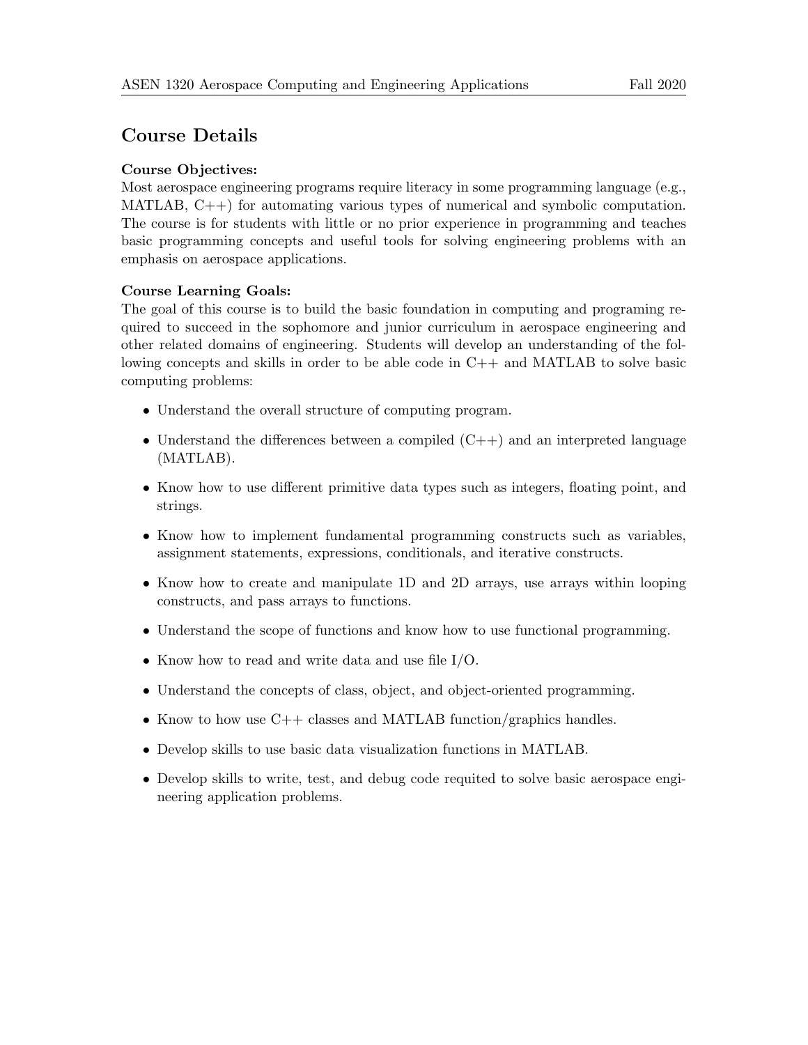## Course Details

**Course Objectives:**
Most aerospace engineering programs require literacy in some programming language (e.g., MATLAB, C++) for automating various types of numerical and symbolic computation. The course is for students with little or no prior experience in programming and teaches basic programming concepts and useful tools for solving engineering problems with an emphasis on aerospace applications.

**Course Learning Goals:**
The goal of this course is to build the basic foundation in computing and programing required to succeed in the sophomore and junior curriculum in aerospace engineering and other related domains of engineering. Students will develop an understanding of the following concepts and skills in order to be able code in C++ and MATLAB to solve basic computing problems:

- Understand the overall structure of computing program.
- Understand the differences between a compiled (C++) and an interpreted language (MATLAB).
- Know how to use different primitive data types such as integers, floating point, and strings.
- Know how to implement fundamental programming constructs such as variables, assignment statements, expressions, conditionals, and iterative constructs.
- Know how to create and manipulate 1D and 2D arrays, use arrays within looping constructs, and pass arrays to functions.
- Understand the scope of functions and know how to use functional programming.
- Know how to read and write data and use file I/O.
- Understand the concepts of class, object, and object-oriented programming.
- Know to how use C++ classes and MATLAB function/graphics handles.
- Develop skills to use basic data visualization functions in MATLAB.
- Develop skills to write, test, and debug code requited to solve basic aerospace engineering application problems.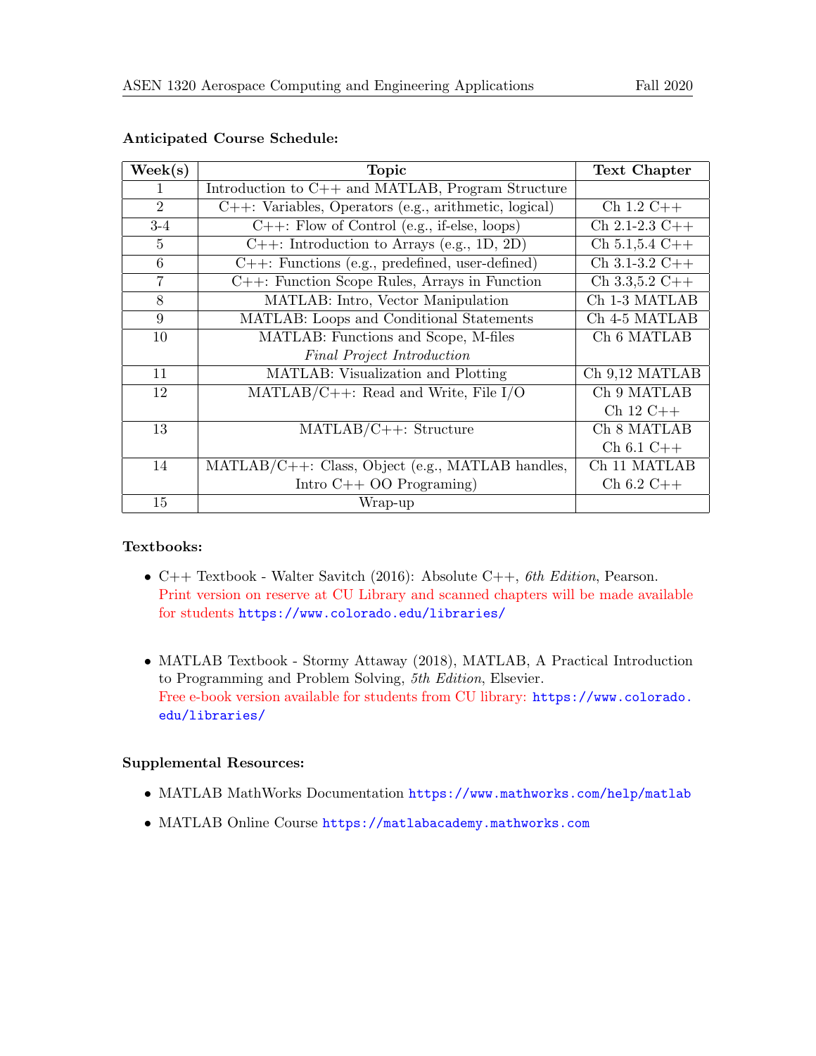**Anticipated Course Schedule:**

| Week(s) | Topic | Text Chapter |
|---|---|---|
| 1 | Introduction to C++ and MATLAB, Program Structure | |
| 2 | C++: Variables, Operators (e.g., arithmetic, logical) | Ch 1.2 C++ |
| 3-4 | C++: Flow of Control (e.g., if-else, loops) | Ch 2.1-2.3 C++ |
| 5 | C++: Introduction to Arrays (e.g., 1D, 2D) | Ch 5.1,5.4 C++ |
| 6 | C++: Functions (e.g., predefined, user-defined) | Ch 3.1-3.2 C++ |
| 7 | C++: Function Scope Rules, Arrays in Function | Ch 3.3,5.2 C++ |
| 8 | MATLAB: Intro, Vector Manipulation | Ch 1-3 MATLAB |
| 9 | MATLAB: Loops and Conditional Statements | Ch 4-5 MATLAB |
| 10 | MATLAB: Functions and Scope, M-files *Final Project Introduction* | Ch 6 MATLAB |
| 11 | MATLAB: Visualization and Plotting | Ch 9,12 MATLAB |
| 12 | MATLAB/C++: Read and Write, File I/O | Ch 9 MATLAB Ch 12 C++ |
| 13 | MATLAB/C++: Structure | Ch 8 MATLAB Ch 6.1 C++ |
| 14 | MATLAB/C++: Class, Object (e.g., MATLAB handles, Intro C++ OO Programing) | Ch 11 MATLAB Ch 6.2 C++ |
| 15 | Wrap-up | |

**Textbooks:**

- C++ Textbook - Walter Savitch (2016): Absolute C++, *6th Edition*, Pearson. Print version on reserve at CU Library and scanned chapters will be made available for students https://www.colorado.edu/libraries/

- MATLAB Textbook - Stormy Attaway (2018), MATLAB, A Practical Introduction to Programming and Problem Solving, *5th Edition*, Elsevier. Free e-book version available for students from CU library: https://www.colorado.edu/libraries/

**Supplemental Resources:**

- MATLAB MathWorks Documentation https://www.mathworks.com/help/matlab
- MATLAB Online Course https://matlabacademy.mathworks.com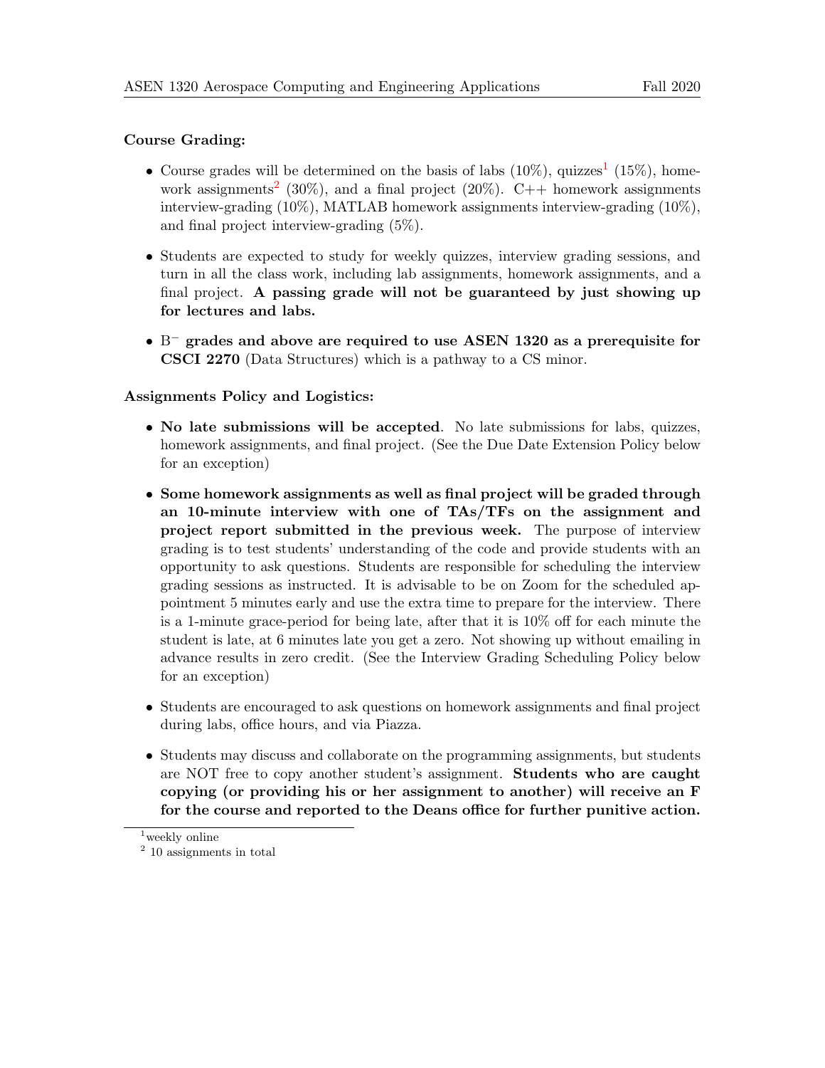**Course Grading:**

- Course grades will be determined on the basis of labs (10%), quizzes[1] (15%), homework assignments[2] (30%), and a final project (20%). C++ homework assignments interview-grading (10%), MATLAB homework assignments interview-grading (10%), and final project interview-grading (5%).
- Students are expected to study for weekly quizzes, interview grading sessions, and turn in all the class work, including lab assignments, homework assignments, and a final project. **A passing grade will not be guaranteed by just showing up for lectures and labs.**
- $B^-$ **grades and above are required to use ASEN 1320 as a prerequisite for CSCI 2270** (Data Structures) which is a pathway to a CS minor.

**Assignments Policy and Logistics:**

- **No late submissions will be accepted**. No late submissions for labs, quizzes, homework assignments, and final project. (See the Due Date Extension Policy below for an exception)
- **Some homework assignments as well as final project will be graded through an 10-minute interview with one of TAs/TFs on the assignment and project report submitted in the previous week.** The purpose of interview grading is to test students' understanding of the code and provide students with an opportunity to ask questions. Students are responsible for scheduling the interview grading sessions as instructed. It is advisable to be on Zoom for the scheduled appointment 5 minutes early and use the extra time to prepare for the interview. There is a 1-minute grace-period for being late, after that it is 10% off for each minute the student is late, at 6 minutes late you get a zero. Not showing up without emailing in advance results in zero credit. (See the Interview Grading Scheduling Policy below for an exception)
- Students are encouraged to ask questions on homework assignments and final project during labs, office hours, and via Piazza.
- Students may discuss and collaborate on the programming assignments, but students are NOT free to copy another student's assignment. **Students who are caught copying (or providing his or her assignment to another) will receive an F for the course and reported to the Deans office for further punitive action.**

[1] weekly online

[2] 10 assignments in total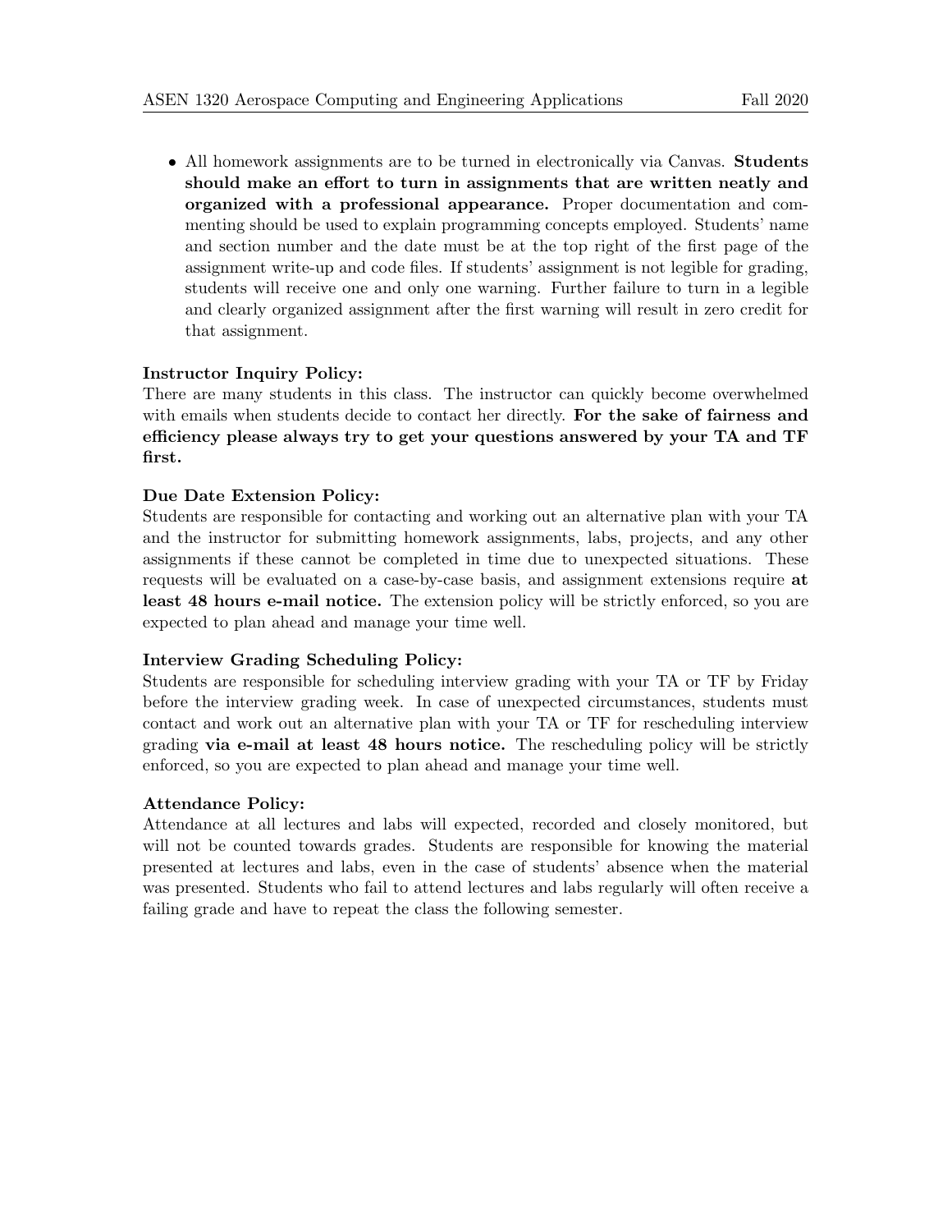- All homework assignments are to be turned in electronically via Canvas. **Students should make an effort to turn in assignments that are written neatly and organized with a professional appearance.** Proper documentation and commenting should be used to explain programming concepts employed. Students' name and section number and the date must be at the top right of the first page of the assignment write-up and code files. If students' assignment is not legible for grading, students will receive one and only one warning. Further failure to turn in a legible and clearly organized assignment after the first warning will result in zero credit for that assignment.

**Instructor Inquiry Policy:**
There are many students in this class. The instructor can quickly become overwhelmed with emails when students decide to contact her directly. **For the sake of fairness and efficiency please always try to get your questions answered by your TA and TF first.**

**Due Date Extension Policy:**
Students are responsible for contacting and working out an alternative plan with your TA and the instructor for submitting homework assignments, labs, projects, and any other assignments if these cannot be completed in time due to unexpected situations. These requests will be evaluated on a case-by-case basis, and assignment extensions require **at least 48 hours e-mail notice.** The extension policy will be strictly enforced, so you are expected to plan ahead and manage your time well.

**Interview Grading Scheduling Policy:**
Students are responsible for scheduling interview grading with your TA or TF by Friday before the interview grading week. In case of unexpected circumstances, students must contact and work out an alternative plan with your TA or TF for rescheduling interview grading **via e-mail at least 48 hours notice.** The rescheduling policy will be strictly enforced, so you are expected to plan ahead and manage your time well.

**Attendance Policy:**
Attendance at all lectures and labs will expected, recorded and closely monitored, but will not be counted towards grades. Students are responsible for knowing the material presented at lectures and labs, even in the case of students' absence when the material was presented. Students who fail to attend lectures and labs regularly will often receive a failing grade and have to repeat the class the following semester.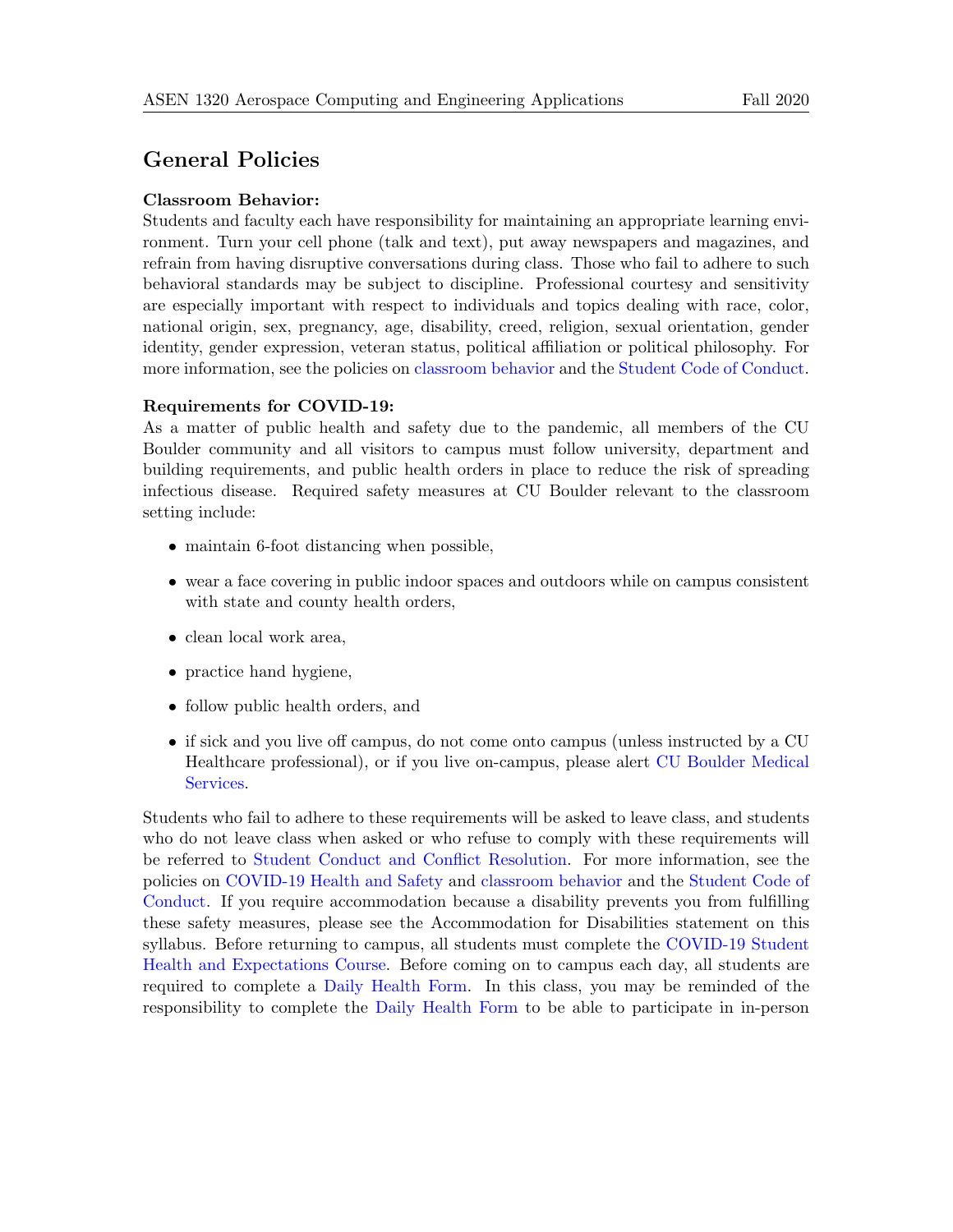## General Policies

**Classroom Behavior:**
Students and faculty each have responsibility for maintaining an appropriate learning environment. Turn your cell phone (talk and text), put away newspapers and magazines, and refrain from having disruptive conversations during class. Those who fail to adhere to such behavioral standards may be subject to discipline. Professional courtesy and sensitivity are especially important with respect to individuals and topics dealing with race, color, national origin, sex, pregnancy, age, disability, creed, religion, sexual orientation, gender identity, gender expression, veteran status, political affiliation or political philosophy. For more information, see the policies on classroom behavior and the Student Code of Conduct.

**Requirements for COVID-19:**
As a matter of public health and safety due to the pandemic, all members of the CU Boulder community and all visitors to campus must follow university, department and building requirements, and public health orders in place to reduce the risk of spreading infectious disease. Required safety measures at CU Boulder relevant to the classroom setting include:

- maintain 6-foot distancing when possible,
- wear a face covering in public indoor spaces and outdoors while on campus consistent with state and county health orders,
- clean local work area,
- practice hand hygiene,
- follow public health orders, and
- if sick and you live off campus, do not come onto campus (unless instructed by a CU Healthcare professional), or if you live on-campus, please alert CU Boulder Medical Services.

Students who fail to adhere to these requirements will be asked to leave class, and students who do not leave class when asked or who refuse to comply with these requirements will be referred to Student Conduct and Conflict Resolution. For more information, see the policies on COVID-19 Health and Safety and classroom behavior and the Student Code of Conduct. If you require accommodation because a disability prevents you from fulfilling these safety measures, please see the Accommodation for Disabilities statement on this syllabus. Before returning to campus, all students must complete the COVID-19 Student Health and Expectations Course. Before coming on to campus each day, all students are required to complete a Daily Health Form. In this class, you may be reminded of the responsibility to complete the Daily Health Form to be able to participate in in-person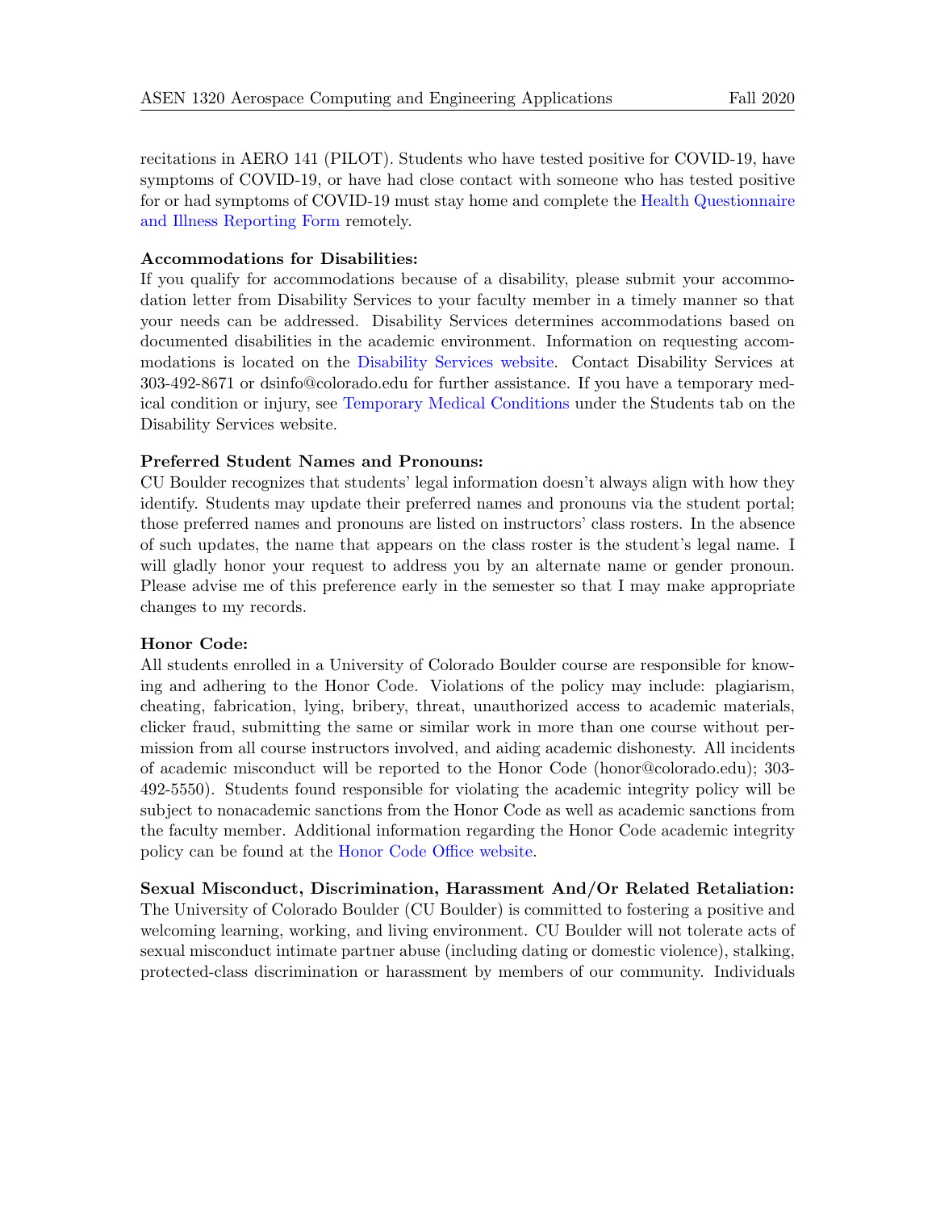recitations in AERO 141 (PILOT). Students who have tested positive for COVID-19, have symptoms of COVID-19, or have had close contact with someone who has tested positive for or had symptoms of COVID-19 must stay home and complete the Health Questionnaire and Illness Reporting Form remotely.

**Accommodations for Disabilities:**
If you qualify for accommodations because of a disability, please submit your accommodation letter from Disability Services to your faculty member in a timely manner so that your needs can be addressed. Disability Services determines accommodations based on documented disabilities in the academic environment. Information on requesting accommodations is located on the Disability Services website. Contact Disability Services at 303-492-8671 or dsinfo@colorado.edu for further assistance. If you have a temporary medical condition or injury, see Temporary Medical Conditions under the Students tab on the Disability Services website.

**Preferred Student Names and Pronouns:**
CU Boulder recognizes that students' legal information doesn't always align with how they identify. Students may update their preferred names and pronouns via the student portal; those preferred names and pronouns are listed on instructors' class rosters. In the absence of such updates, the name that appears on the class roster is the student's legal name. I will gladly honor your request to address you by an alternate name or gender pronoun. Please advise me of this preference early in the semester so that I may make appropriate changes to my records.

**Honor Code:**
All students enrolled in a University of Colorado Boulder course are responsible for knowing and adhering to the Honor Code. Violations of the policy may include: plagiarism, cheating, fabrication, lying, bribery, threat, unauthorized access to academic materials, clicker fraud, submitting the same or similar work in more than one course without permission from all course instructors involved, and aiding academic dishonesty. All incidents of academic misconduct will be reported to the Honor Code (honor@colorado.edu); 303-492-5550). Students found responsible for violating the academic integrity policy will be subject to nonacademic sanctions from the Honor Code as well as academic sanctions from the faculty member. Additional information regarding the Honor Code academic integrity policy can be found at the Honor Code Office website.

**Sexual Misconduct, Discrimination, Harassment And/Or Related Retaliation:**
The University of Colorado Boulder (CU Boulder) is committed to fostering a positive and welcoming learning, working, and living environment. CU Boulder will not tolerate acts of sexual misconduct intimate partner abuse (including dating or domestic violence), stalking, protected-class discrimination or harassment by members of our community. Individuals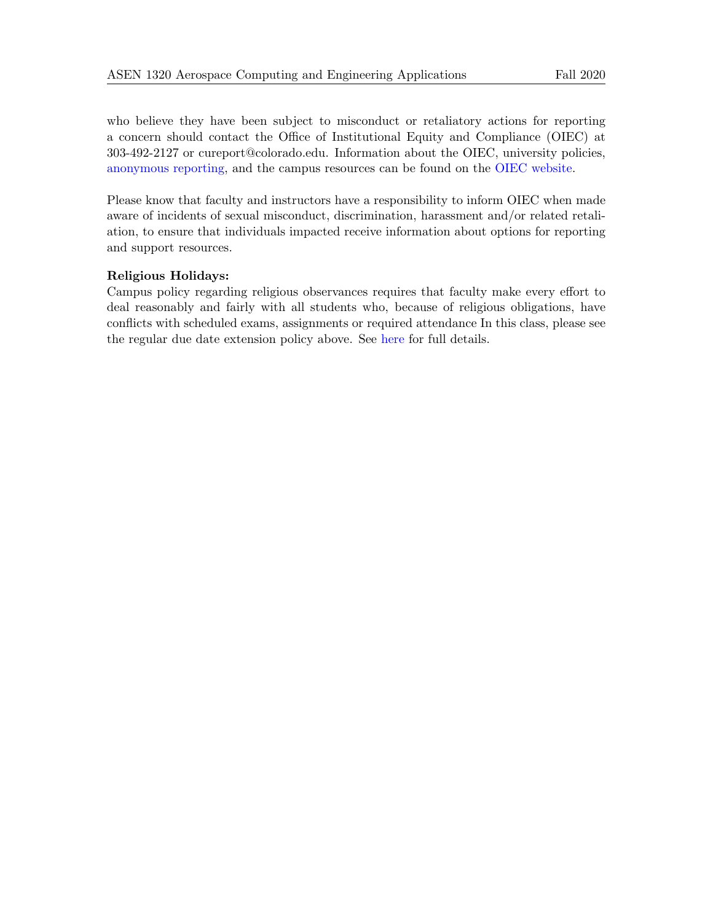who believe they have been subject to misconduct or retaliatory actions for reporting a concern should contact the Office of Institutional Equity and Compliance (OIEC) at 303-492-2127 or cureport@colorado.edu. Information about the OIEC, university policies, anonymous reporting, and the campus resources can be found on the OIEC website.

Please know that faculty and instructors have a responsibility to inform OIEC when made aware of incidents of sexual misconduct, discrimination, harassment and/or related retaliation, to ensure that individuals impacted receive information about options for reporting and support resources.

**Religious Holidays:**
Campus policy regarding religious observances requires that faculty make every effort to deal reasonably and fairly with all students who, because of religious obligations, have conflicts with scheduled exams, assignments or required attendance In this class, please see the regular due date extension policy above. See here for full details.